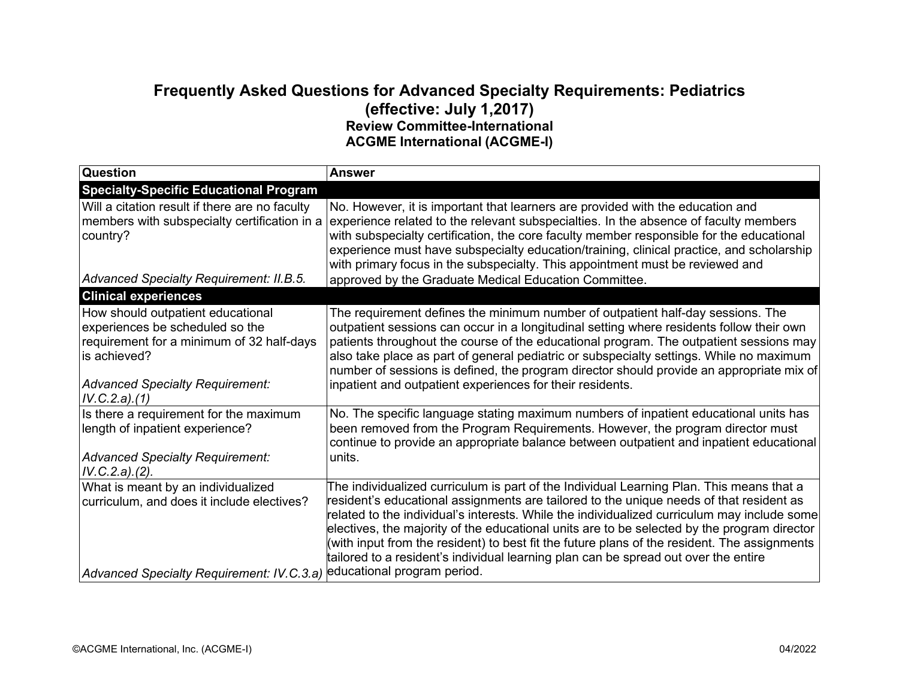# Frequently Asked Questions for Advanced Specialty Requirements: Pediatrics (effective: July 1,2017)

## Review Committee-International
## ACGME International (ACGME-I)

| Question | Answer |
| --- | --- |
| **Specialty-Specific Educational Program** | |
| Will a citation result if there are no faculty members with subspecialty certification in a country?<br><br>*Advanced Specialty Requirement: II.B.5.* | No. However, it is important that learners are provided with the education and experience related to the relevant subspecialties. In the absence of faculty members with subspecialty certification, the core faculty member responsible for the educational experience must have subspecialty education/training, clinical practice, and scholarship with primary focus in the subspecialty. This appointment must be reviewed and approved by the Graduate Medical Education Committee. |
| **Clinical experiences** | |
| How should outpatient educational experiences be scheduled so the requirement for a minimum of 32 half-days is achieved?<br><br>*Advanced Specialty Requirement: IV.C.2.a).(1)* | The requirement defines the minimum number of outpatient half-day sessions. The outpatient sessions can occur in a longitudinal setting where residents follow their own patients throughout the course of the educational program. The outpatient sessions may also take place as part of general pediatric or subspecialty settings. While no maximum number of sessions is defined, the program director should provide an appropriate mix of inpatient and outpatient experiences for their residents. |
| Is there a requirement for the maximum length of inpatient experience?<br><br>*Advanced Specialty Requirement: IV.C.2.a).(2).* | No. The specific language stating maximum numbers of inpatient educational units has been removed from the Program Requirements. However, the program director must continue to provide an appropriate balance between outpatient and inpatient educational units. |
| What is meant by an individualized curriculum, and does it include electives?<br><br>*Advanced Specialty Requirement: IV.C.3.a)* | The individualized curriculum is part of the Individual Learning Plan. This means that a resident's educational assignments are tailored to the unique needs of that resident as related to the individual's interests. While the individualized curriculum may include some electives, the majority of the educational units are to be selected by the program director (with input from the resident) to best fit the future plans of the resident. The assignments tailored to a resident's individual learning plan can be spread out over the entire educational program period. |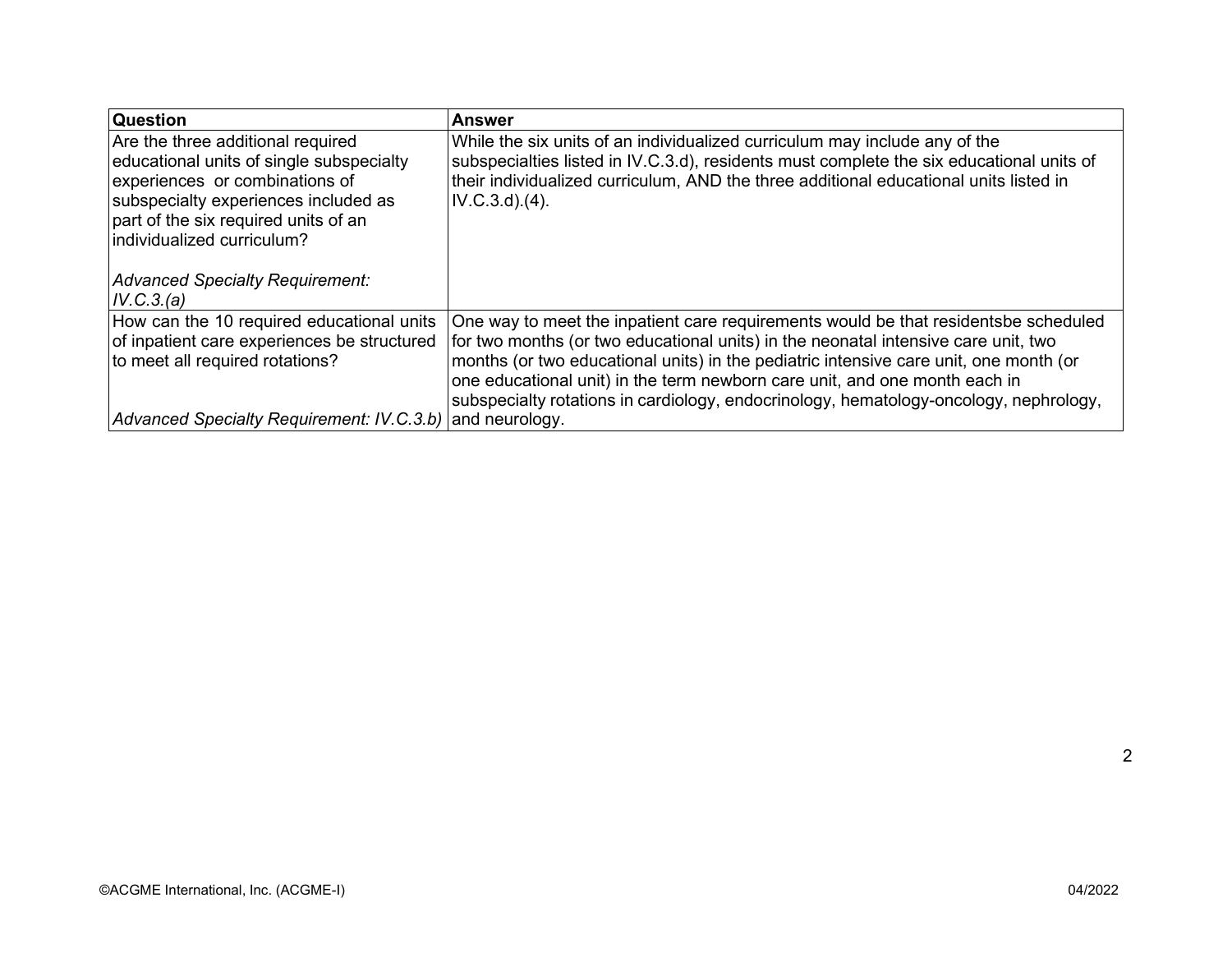| Question | Answer |
|---|---|
| Are the three additional required educational units of single subspecialty experiences or combinations of subspecialty experiences included as part of the six required units of an individualized curriculum?<br><br>*Advanced Specialty Requirement: IV.C.3.(a)* | While the six units of an individualized curriculum may include any of the subspecialties listed in IV.C.3.d), residents must complete the six educational units of their individualized curriculum, AND the three additional educational units listed in IV.C.3.d).(4). |
| How can the 10 required educational units of inpatient care experiences be structured to meet all required rotations?<br><br>*Advanced Specialty Requirement: IV.C.3.b)* | One way to meet the inpatient care requirements would be that residentsbe scheduled for two months (or two educational units) in the neonatal intensive care unit, two months (or two educational units) in the pediatric intensive care unit, one month (or one educational unit) in the term newborn care unit, and one month each in subspecialty rotations in cardiology, endocrinology, hematology-oncology, nephrology, and neurology. |

©ACGME International, Inc. (ACGME-I) 04/2022